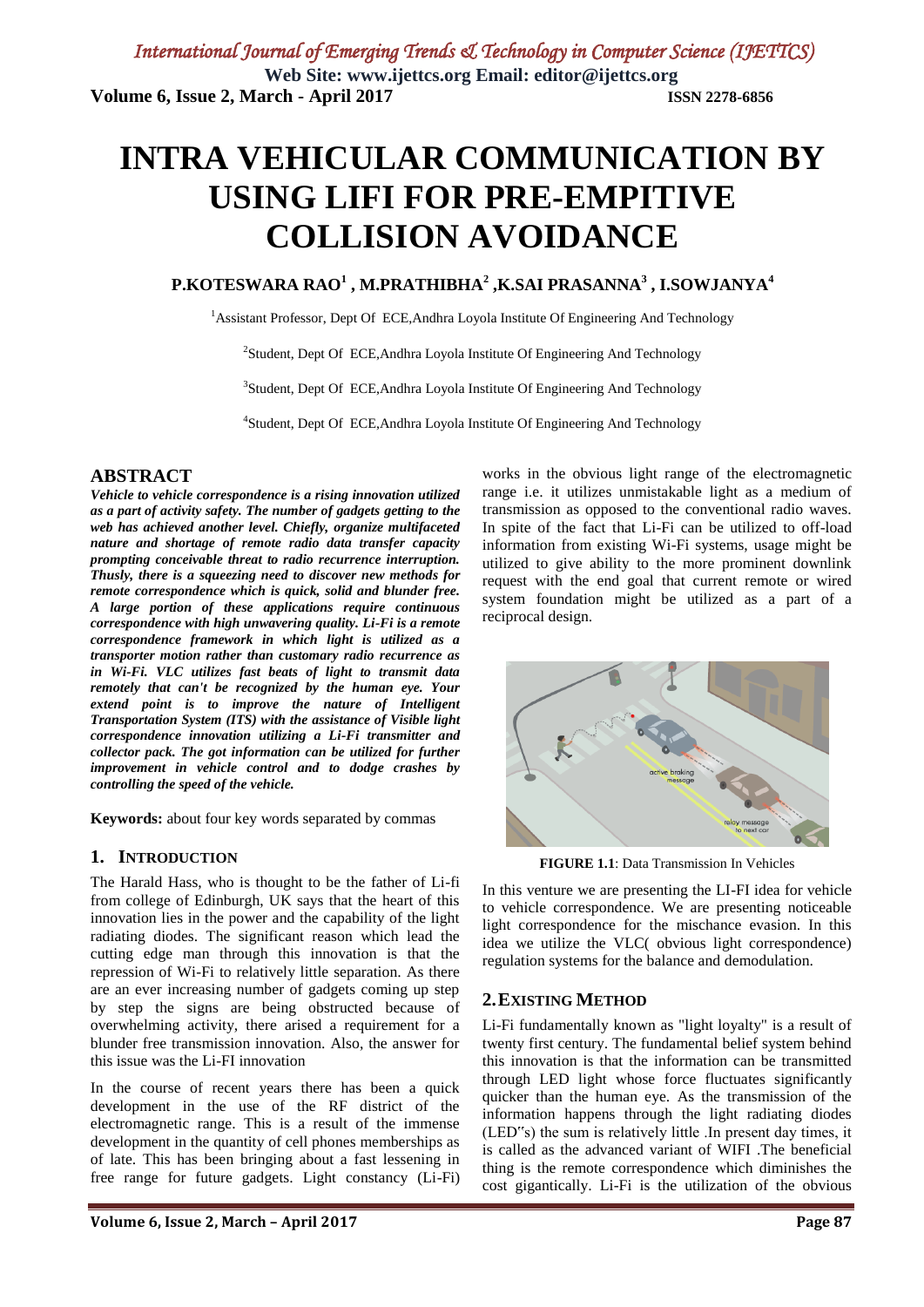# INTRA VEHICULAR COMMUNICATION BY USING LIFI FOR PRE-EMPITIVE COLLISION AVOIDANCE

**P.KOTESWARA RAO[1] , M.PRATHIBHA[2] ,K.SAI PRASANNA[3] , I.SOWJANYA[4]**

[1]Assistant Professor, Dept Of ECE,Andhra Loyola Institute Of Engineering And Technology

[2]Student, Dept Of ECE,Andhra Loyola Institute Of Engineering And Technology

[3]Student, Dept Of ECE,Andhra Loyola Institute Of Engineering And Technology

[4]Student, Dept Of ECE,Andhra Loyola Institute Of Engineering And Technology

## ABSTRACT

***Vehicle to vehicle correspondence is a rising innovation utilized as a part of activity safety. The number of gadgets getting to the web has achieved another level. Chiefly, organize multifaceted nature and shortage of remote radio data transfer capacity prompting conceivable threat to radio recurrence interruption. Thusly, there is a squeezing need to discover new methods for remote correspondence which is quick, solid and blunder free. A large portion of these applications require continuous correspondence with high unwavering quality. Li-Fi is a remote correspondence framework in which light is utilized as a transporter motion rather than customary radio recurrence as in Wi-Fi. VLC utilizes fast beats of light to transmit data remotely that can't be recognized by the human eye. Your extend point is to improve the nature of Intelligent Transportation System (ITS) with the assistance of Visible light correspondence innovation utilizing a Li-Fi transmitter and collector pack. The got information can be utilized for further improvement in vehicle control and to dodge crashes by controlling the speed of the vehicle.***

**Keywords:** about four key words separated by commas

## 1. INTRODUCTION

The Harald Hass, who is thought to be the father of Li-fi from college of Edinburgh, UK says that the heart of this innovation lies in the power and the capability of the light radiating diodes. The significant reason which lead the cutting edge man through this innovation is that the repression of Wi-Fi to relatively little separation. As there are an ever increasing number of gadgets coming up step by step the signs are being obstructed because of overwhelming activity, there arised a requirement for a blunder free transmission innovation. Also, the answer for this issue was the Li-FI innovation

In the course of recent years there has been a quick development in the use of the RF district of the electromagnetic range. This is a result of the immense development in the quantity of cell phones memberships as of late. This has been bringing about a fast lessening in free range for future gadgets. Light constancy (Li-Fi) works in the obvious light range of the electromagnetic range i.e. it utilizes unmistakable light as a medium of transmission as opposed to the conventional radio waves. In spite of the fact that Li-Fi can be utilized to off-load information from existing Wi-Fi systems, usage might be utilized to give ability to the more prominent downlink request with the end goal that current remote or wired system foundation might be utilized as a part of a reciprocal design.

**FIGURE 1.1**: Data Transmission In Vehicles

In this venture we are presenting the LI-FI idea for vehicle to vehicle correspondence. We are presenting noticeable light correspondence for the mischance evasion. In this idea we utilize the VLC( obvious light correspondence) regulation systems for the balance and demodulation.

## 2. EXISTING METHOD

Li-Fi fundamentally known as "light loyalty" is a result of twenty first century. The fundamental belief system behind this innovation is that the information can be transmitted through LED light whose force fluctuates significantly quicker than the human eye. As the transmission of the information happens through the light radiating diodes (LED"s) the sum is relatively little .In present day times, it is called as the advanced variant of WIFI .The beneficial thing is the remote correspondence which diminishes the cost gigantically. Li-Fi is the utilization of the obvious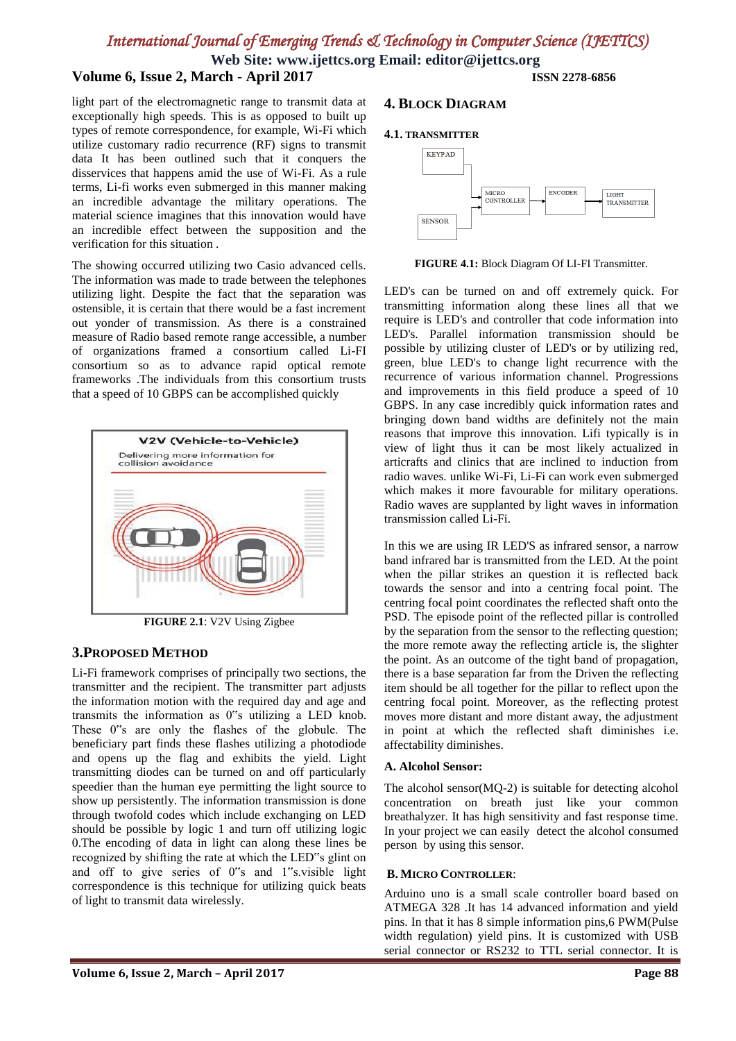light part of the electromagnetic range to transmit data at exceptionally high speeds. This is as opposed to built up types of remote correspondence, for example, Wi-Fi which utilize customary radio recurrence (RF) signs to transmit data It has been outlined such that it conquers the disservices that happens amid the use of Wi-Fi. As a rule terms, Li-fi works even submerged in this manner making an incredible advantage the military operations. The material science imagines that this innovation would have an incredible effect between the supposition and the verification for this situation .

The showing occurred utilizing two Casio advanced cells. The information was made to trade between the telephones utilizing light. Despite the fact that the separation was ostensible, it is certain that there would be a fast increment out yonder of transmission. As there is a constrained measure of Radio based remote range accessible, a number of organizations framed a consortium called Li-FI consortium so as to advance rapid optical remote frameworks .The individuals from this consortium trusts that a speed of 10 GBPS can be accomplished quickly

**FIGURE 2.1**: V2V Using Zigbee

## 3. Proposed Method

Li-Fi framework comprises of principally two sections, the transmitter and the recipient. The transmitter part adjusts the information motion with the required day and age and transmits the information as 0"s utilizing a LED knob. These 0"s are only the flashes of the globule. The beneficiary part finds these flashes utilizing a photodiode and opens up the flag and exhibits the yield. Light transmitting diodes can be turned on and off particularly speedier than the human eye permitting the light source to show up persistently. The information transmission is done through twofold codes which include exchanging on LED should be possible by logic 1 and turn off utilizing logic 0.The encoding of data in light can along these lines be recognized by shifting the rate at which the LED"s glint on and off to give series of 0"s and 1"s.visible light correspondence is this technique for utilizing quick beats of light to transmit data wirelessly.

## 4. Block Diagram

### 4.1. Transmitter

**FIGURE 4.1:** Block Diagram Of LI-FI Transmitter.

LED's can be turned on and off extremely quick. For transmitting information along these lines all that we require is LED's and controller that code information into LED's. Parallel information transmission should be possible by utilizing cluster of LED's or by utilizing red, green, blue LED's to change light recurrence with the recurrence of various information channel. Progressions and improvements in this field produce a speed of 10 GBPS. In any case incredibly quick information rates and bringing down band widths are definitely not the main reasons that improve this innovation. Lifi typically is in view of light thus it can be most likely actualized in articrafts and clinics that are inclined to induction from radio waves. unlike Wi-Fi, Li-Fi can work even submerged which makes it more favourable for military operations. Radio waves are supplanted by light waves in information transmission called Li-Fi.

In this we are using IR LED'S as infrared sensor, a narrow band infrared bar is transmitted from the LED. At the point when the pillar strikes an question it is reflected back towards the sensor and into a centring focal point. The centring focal point coordinates the reflected shaft onto the PSD. The episode point of the reflected pillar is controlled by the separation from the sensor to the reflecting question; the more remote away the reflecting article is, the slighter the point. As an outcome of the tight band of propagation, there is a base separation far from the Driven the reflecting item should be all together for the pillar to reflect upon the centring focal point. Moreover, as the reflecting protest moves more distant and more distant away, the adjustment in point at which the reflected shaft diminishes i.e. affectability diminishes.

### A. Alcohol Sensor:

The alcohol sensor(MQ-2) is suitable for detecting alcohol concentration on breath just like your common breathalyzer. It has high sensitivity and fast response time. In your project we can easily detect the alcohol consumed person by using this sensor.

### B. Micro Controller:

Arduino uno is a small scale controller board based on ATMEGA 328 .It has 14 advanced information and yield pins. In that it has 8 simple information pins,6 PWM(Pulse width regulation) yield pins. It is customized with USB serial connector or RS232 to TTL serial connector. It is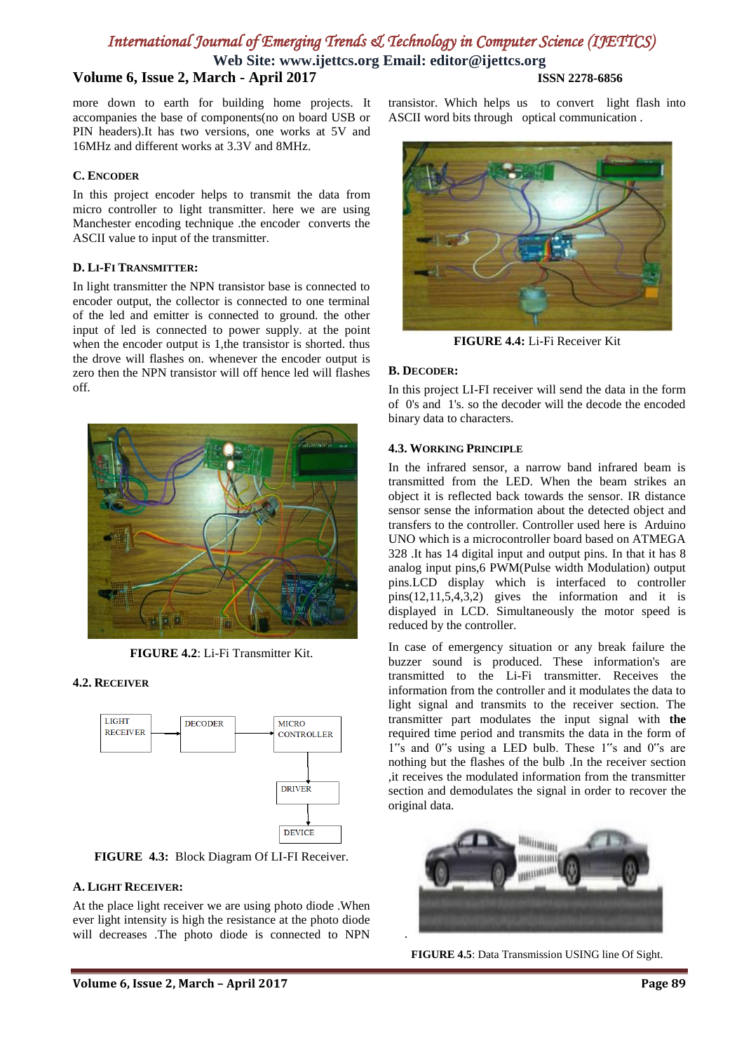more down to earth for building home projects. It accompanies the base of components(no on board USB or PIN headers).It has two versions, one works at 5V and 16MHz and different works at 3.3V and 8MHz.

### C. Encoder

In this project encoder helps to transmit the data from micro controller to light transmitter. here we are using Manchester encoding technique .the encoder converts the ASCII value to input of the transmitter.

### D. Li-Fi Transmitter:

In light transmitter the NPN transistor base is connected to encoder output, the collector is connected to one terminal of the led and emitter is connected to ground. the other input of led is connected to power supply. at the point when the encoder output is 1,the transistor is shorted. thus the drove will flashes on. whenever the encoder output is zero then the NPN transistor will off hence led will flashes off.

**FIGURE 4.2**: Li-Fi Transmitter Kit.

### 4.2. Receiver

LIGHT RECEIVER → DECODER → MICRO CONTROLLER → DRIVER → DEVICE

**FIGURE 4.3:** Block Diagram Of LI-FI Receiver.

### A. Light Receiver:

At the place light receiver we are using photo diode .When ever light intensity is high the resistance at the photo diode will decreases .The photo diode is connected to NPN transistor. Which helps us to convert light flash into ASCII word bits through optical communication .

**FIGURE 4.4:** Li-Fi Receiver Kit

### B. Decoder:

In this project LI-FI receiver will send the data in the form of 0's and 1's. so the decoder will the decode the encoded binary data to characters.

### 4.3. Working Principle

In the infrared sensor, a narrow band infrared beam is transmitted from the LED. When the beam strikes an object it is reflected back towards the sensor. IR distance sensor sense the information about the detected object and transfers to the controller. Controller used here is Arduino UNO which is a microcontroller board based on ATMEGA 328 .It has 14 digital input and output pins. In that it has 8 analog input pins,6 PWM(Pulse width Modulation) output pins.LCD display which is interfaced to controller pins(12,11,5,4,3,2) gives the information and it is displayed in LCD. Simultaneously the motor speed is reduced by the controller.

In case of emergency situation or any break failure the buzzer sound is produced. These information's are transmitted to the Li-Fi transmitter. Receives the information from the controller and it modulates the data to light signal and transmits to the receiver section. The transmitter part modulates the input signal with **the** required time period and transmits the data in the form of 1‟s and 0‟s using a LED bulb. These 1‟s and 0‟s are nothing but the flashes of the bulb .In the receiver section ,it receives the modulated information from the transmitter section and demodulates the signal in order to recover the original data.

**FIGURE 4.5**: Data Transmission USING line Of Sight.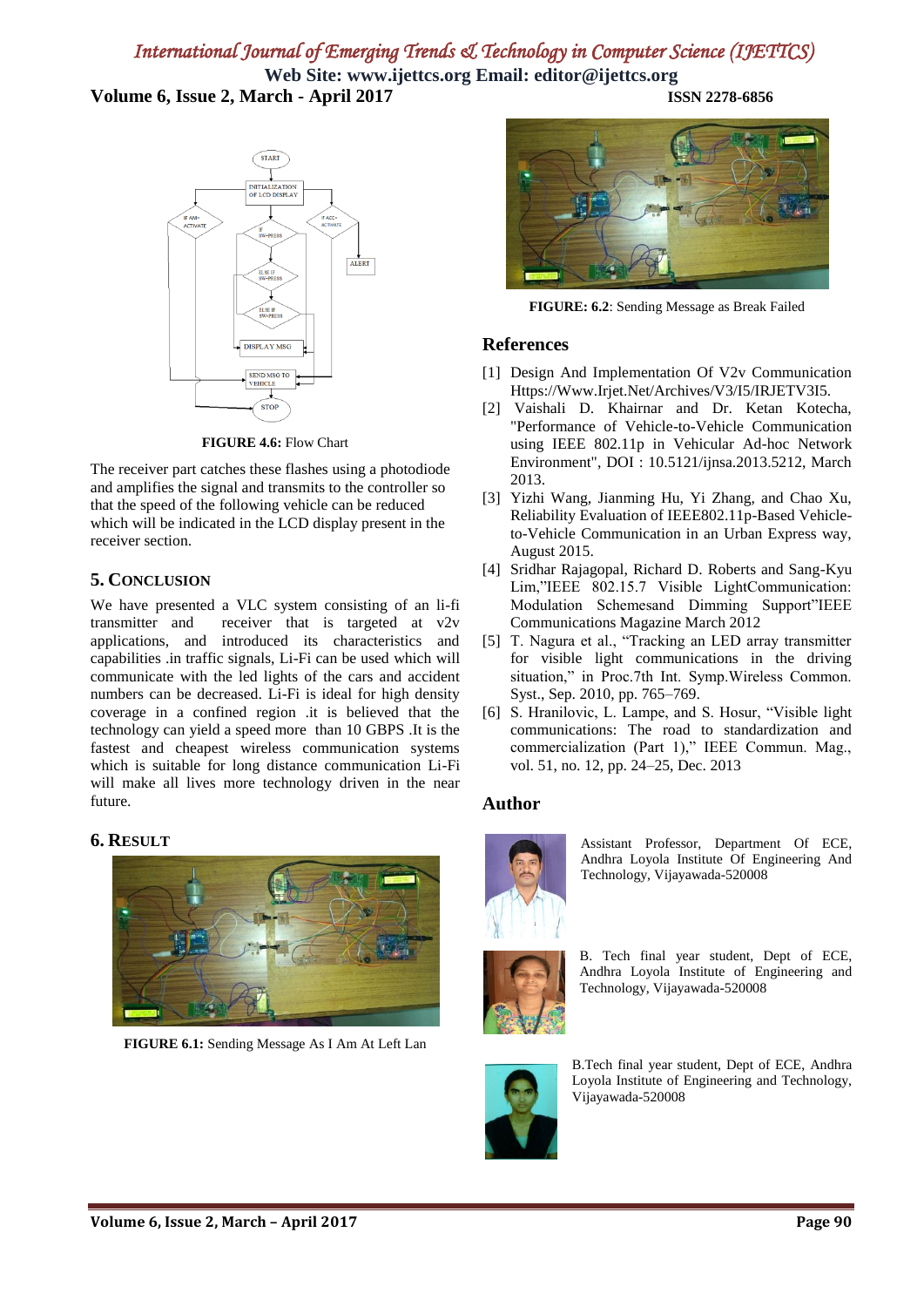FIGURE 4.6: Flow Chart

The receiver part catches these flashes using a photodiode and amplifies the signal and transmits to the controller so that the speed of the following vehicle can be reduced which will be indicated in the LCD display present in the receiver section.

## 5. Conclusion

We have presented a VLC system consisting of an li-fi transmitter and receiver that is targeted at v2v applications, and introduced its characteristics and capabilities .in traffic signals, Li-Fi can be used which will communicate with the led lights of the cars and accident numbers can be decreased. Li-Fi is ideal for high density coverage in a confined region .it is believed that the technology can yield a speed more than 10 GBPS .It is the fastest and cheapest wireless communication systems which is suitable for long distance communication Li-Fi will make all lives more technology driven in the near future.

## 6. Result

FIGURE 6.1: Sending Message As I Am At Left Lan

FIGURE: 6.2: Sending Message as Break Failed

## References

[1] Design And Implementation Of V2v Communication Https://Www.Irjet.Net/Archives/V3/I5/IRJETV3I5.

[2] Vaishali D. Khairnar and Dr. Ketan Kotecha, "Performance of Vehicle-to-Vehicle Communication using IEEE 802.11p in Vehicular Ad-hoc Network Environment", DOI : 10.5121/ijnsa.2013.5212, March 2013.

[3] Yizhi Wang, Jianming Hu, Yi Zhang, and Chao Xu, Reliability Evaluation of IEEE802.11p-Based Vehicle-to-Vehicle Communication in an Urban Express way, August 2015.

[4] Sridhar Rajagopal, Richard D. Roberts and Sang-Kyu Lim,"IEEE 802.15.7 Visible LightCommunication: Modulation Schemesand Dimming Support"IEEE Communications Magazine March 2012

[5] T. Nagura et al., "Tracking an LED array transmitter for visible light communications in the driving situation," in Proc.7th Int. Symp.Wireless Common. Syst., Sep. 2010, pp. 765–769.

[6] S. Hranilovic, L. Lampe, and S. Hosur, "Visible light communications: The road to standardization and commercialization (Part 1)," IEEE Commun. Mag., vol. 51, no. 12, pp. 24–25, Dec. 2013

## Author

Assistant Professor, Department Of ECE, Andhra Loyola Institute Of Engineering And Technology, Vijayawada-520008

B. Tech final year student, Dept of ECE, Andhra Loyola Institute of Engineering and Technology, Vijayawada-520008

B.Tech final year student, Dept of ECE, Andhra Loyola Institute of Engineering and Technology, Vijayawada-520008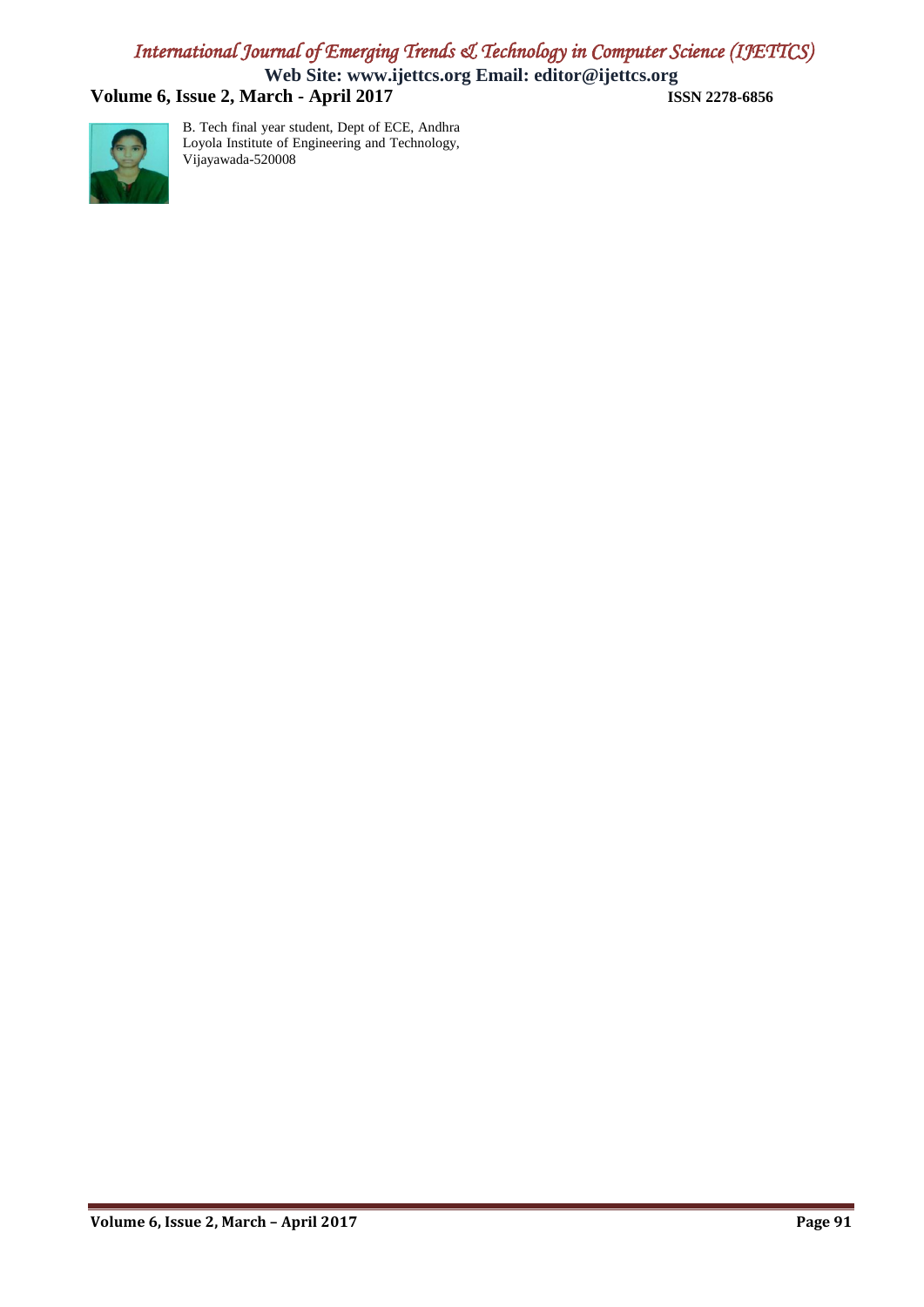B. Tech final year student, Dept of ECE, Andhra Loyola Institute of Engineering and Technology, Vijayawada-520008